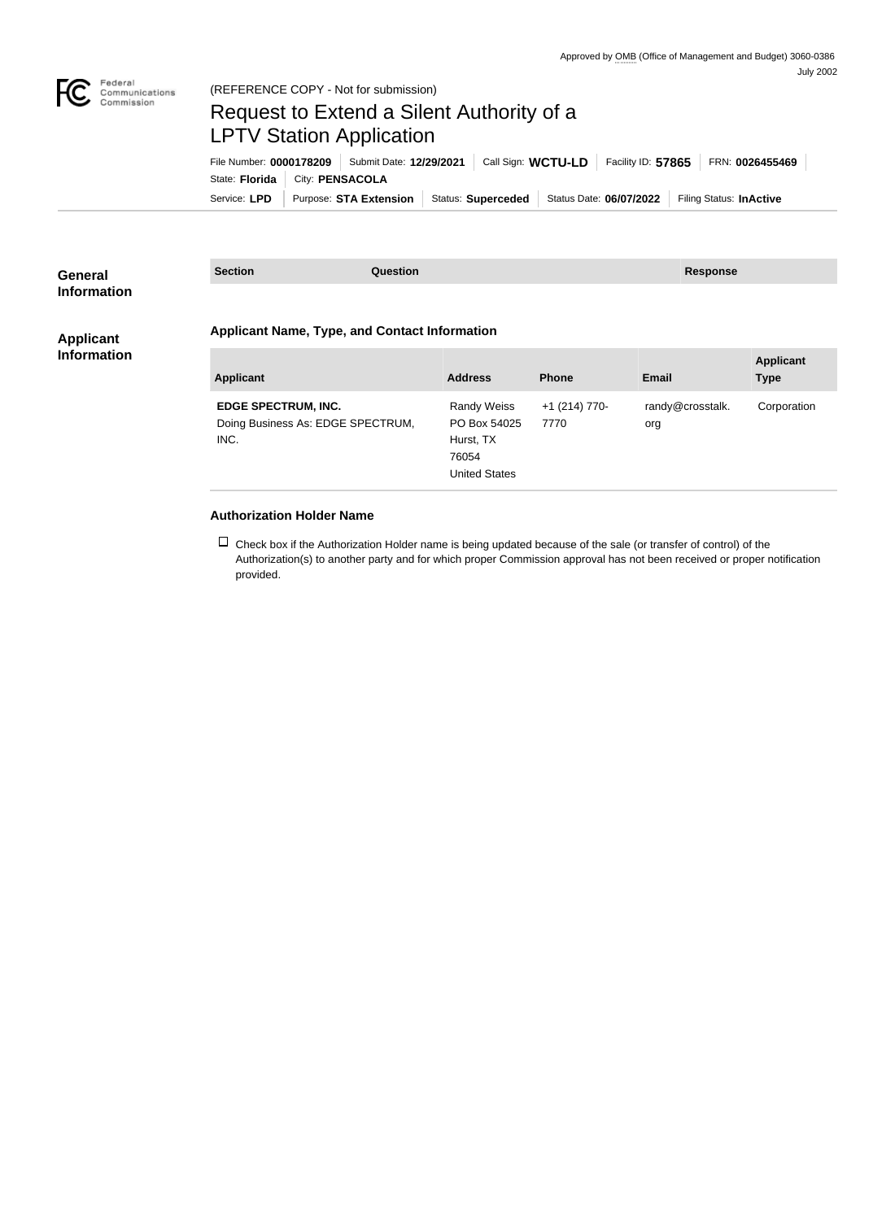Approved by OMB (Office of Management and Budget) 3060-0386
July 2002

(REFERENCE COPY - Not for submission)

# Request to Extend a Silent Authority of a LPTV Station Application

File Number: **0000178209** | Submit Date: **12/29/2021** | Call Sign: **WCTU-LD** | Facility ID: **57865** | FRN: **0026455469**

State: **Florida** | City: **PENSACOLA**

Service: **LPD** | Purpose: **STA Extension** | Status: **Superceded** | Status Date: **06/07/2022** | Filing Status: **InActive**

## General Information

| Section | Question | Response |
|---|---|---|

## Applicant Information

### Applicant Name, Type, and Contact Information

| Applicant | Address | Phone | Email | Applicant Type |
|---|---|---|---|---|
| **EDGE SPECTRUM, INC.**<br>Doing Business As: EDGE SPECTRUM, INC. | Randy Weiss<br>PO Box 54025<br>Hurst, TX<br>76054<br>United States | +1 (214) 770-7770 | randy@crosstalk.org | Corporation |

### Authorization Holder Name

☐ Check box if the Authorization Holder name is being updated because of the sale (or transfer of control) of the Authorization(s) to another party and for which proper Commission approval has not been received or proper notification provided.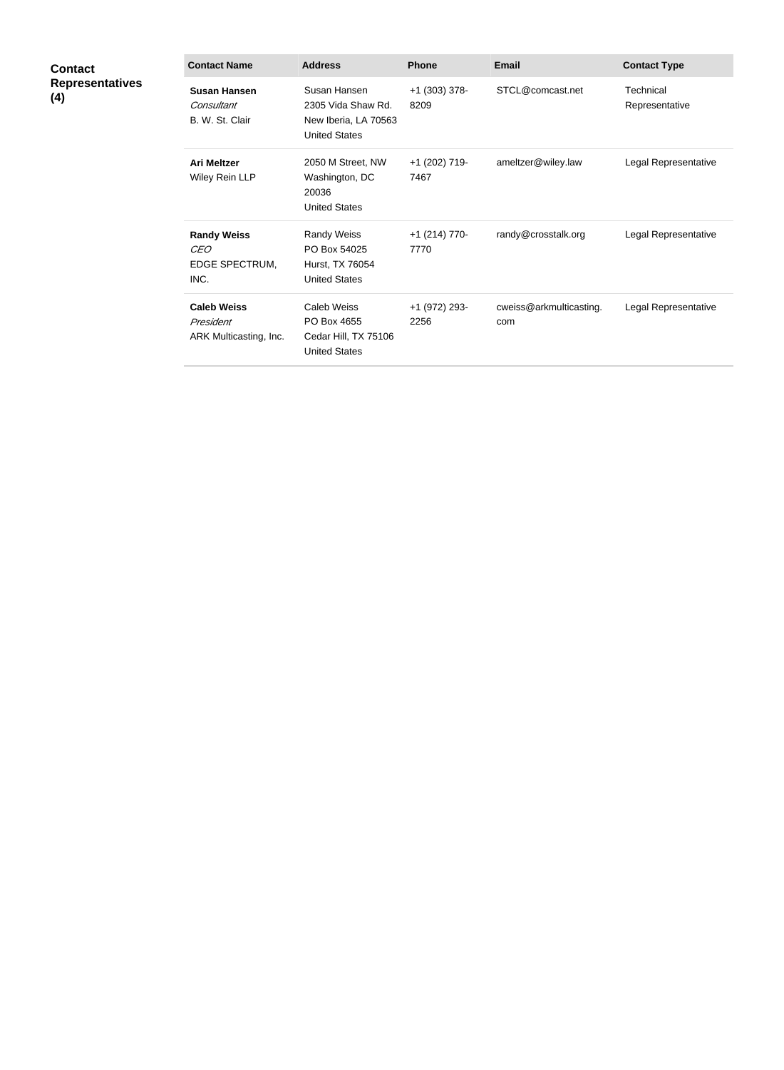**Contact Representatives (4)**

| Contact Name | Address | Phone | Email | Contact Type |
|---|---|---|---|---|
| **Susan Hansen**<br>*Consultant*<br>B. W. St. Clair | Susan Hansen<br>2305 Vida Shaw Rd.<br>New Iberia, LA 70563<br>United States | +1 (303) 378-8209 | STCL@comcast.net | Technical Representative |
| **Ari Meltzer**<br>Wiley Rein LLP | 2050 M Street, NW<br>Washington, DC 20036<br>United States | +1 (202) 719-7467 | ameltzer@wiley.law | Legal Representative |
| **Randy Weiss**<br>*CEO*<br>EDGE SPECTRUM, INC. | Randy Weiss<br>PO Box 54025<br>Hurst, TX 76054<br>United States | +1 (214) 770-7770 | randy@crosstalk.org | Legal Representative |
| **Caleb Weiss**<br>*President*<br>ARK Multicasting, Inc. | Caleb Weiss<br>PO Box 4655<br>Cedar Hill, TX 75106<br>United States | +1 (972) 293-2256 | cweiss@arkmulticasting.com | Legal Representative |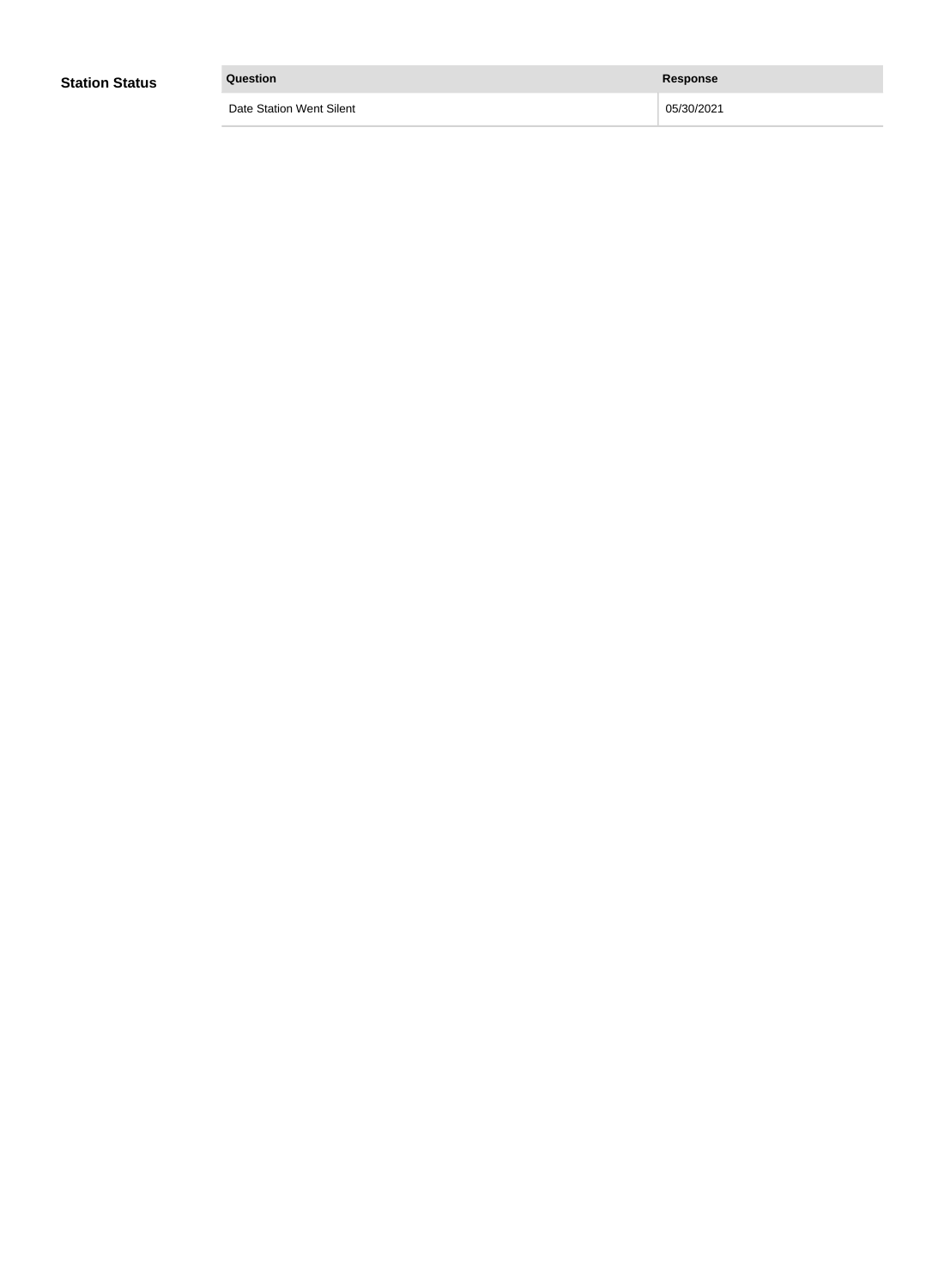## Station Status

| Question | Response |
| --- | --- |
| Date Station Went Silent | 05/30/2021 |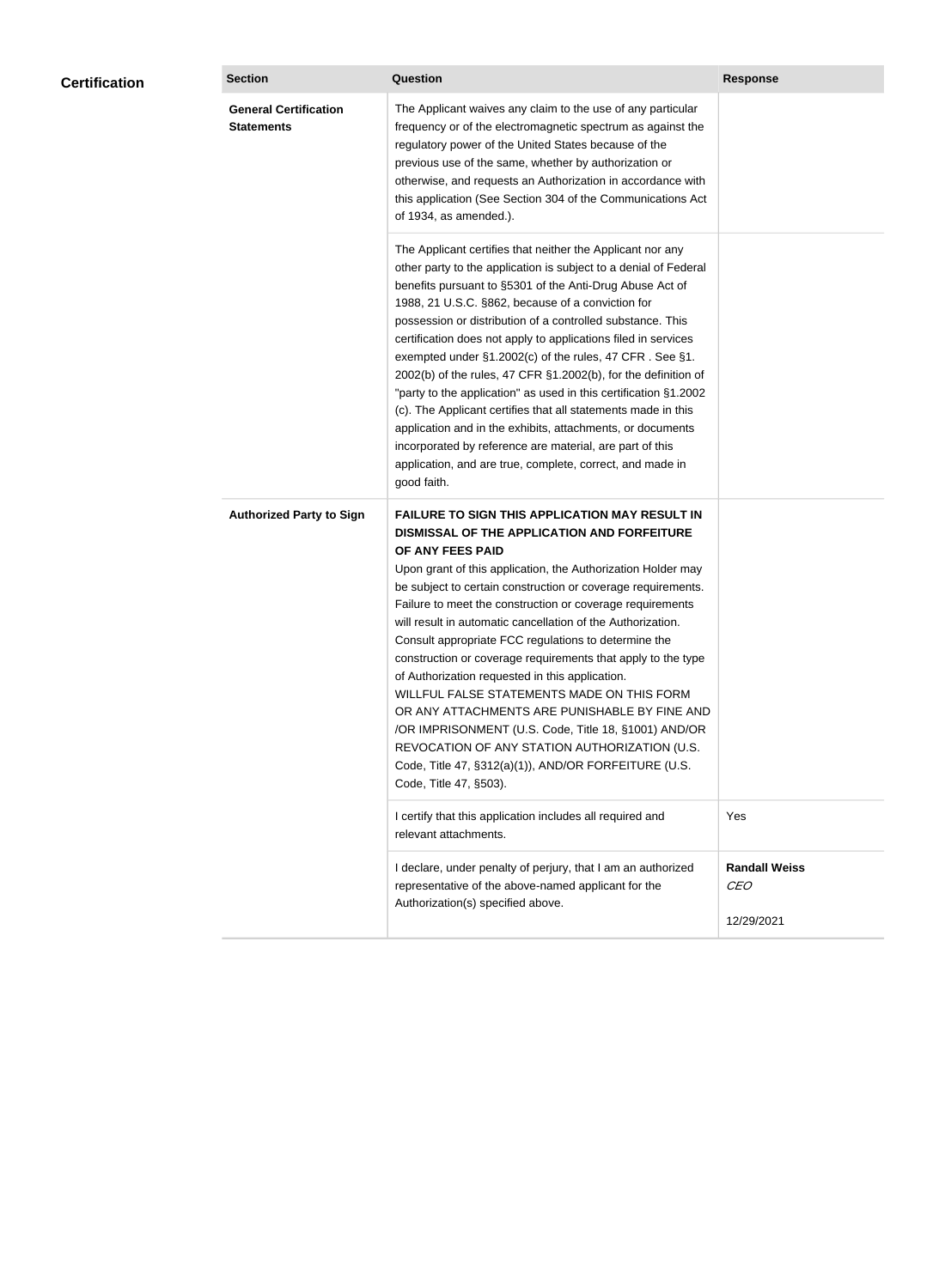## Certification

| Section | Question | Response |
|---|---|---|
| **General Certification Statements** | The Applicant waives any claim to the use of any particular frequency or of the electromagnetic spectrum as against the regulatory power of the United States because of the previous use of the same, whether by authorization or otherwise, and requests an Authorization in accordance with this application (See Section 304 of the Communications Act of 1934, as amended.). | |
| | The Applicant certifies that neither the Applicant nor any other party to the application is subject to a denial of Federal benefits pursuant to §5301 of the Anti-Drug Abuse Act of 1988, 21 U.S.C. §862, because of a conviction for possession or distribution of a controlled substance. This certification does not apply to applications filed in services exempted under §1.2002(c) of the rules, 47 CFR . See §1. 2002(b) of the rules, 47 CFR §1.2002(b), for the definition of "party to the application" as used in this certification §1.2002 (c). The Applicant certifies that all statements made in this application and in the exhibits, attachments, or documents incorporated by reference are material, are part of this application, and are true, complete, correct, and made in good faith. | |
| **Authorized Party to Sign** | **FAILURE TO SIGN THIS APPLICATION MAY RESULT IN DISMISSAL OF THE APPLICATION AND FORFEITURE OF ANY FEES PAID** Upon grant of this application, the Authorization Holder may be subject to certain construction or coverage requirements. Failure to meet the construction or coverage requirements will result in automatic cancellation of the Authorization. Consult appropriate FCC regulations to determine the construction or coverage requirements that apply to the type of Authorization requested in this application. WILLFUL FALSE STATEMENTS MADE ON THIS FORM OR ANY ATTACHMENTS ARE PUNISHABLE BY FINE AND /OR IMPRISONMENT (U.S. Code, Title 18, §1001) AND/OR REVOCATION OF ANY STATION AUTHORIZATION (U.S. Code, Title 47, §312(a)(1)), AND/OR FORFEITURE (U.S. Code, Title 47, §503). | |
| | I certify that this application includes all required and relevant attachments. | Yes |
| | I declare, under penalty of perjury, that I am an authorized representative of the above-named applicant for the Authorization(s) specified above. | **Randall Weiss** *CEO* 12/29/2021 |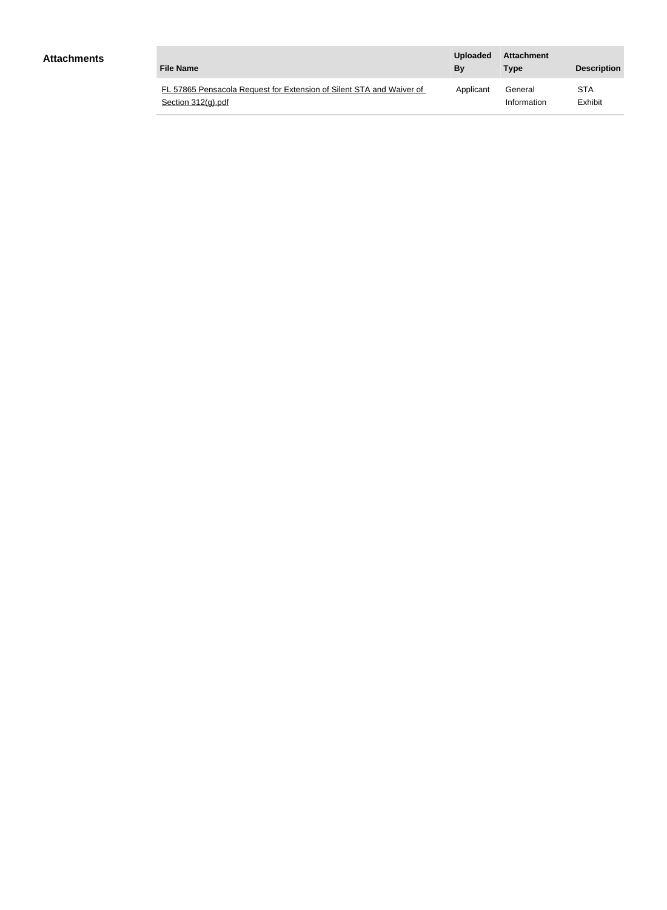**Attachments**

| File Name | Uploaded By | Attachment Type | Description |
| --- | --- | --- | --- |
| FL 57865 Pensacola Request for Extension of Silent STA and Waiver of Section 312(g).pdf | Applicant | General Information | STA Exhibit |